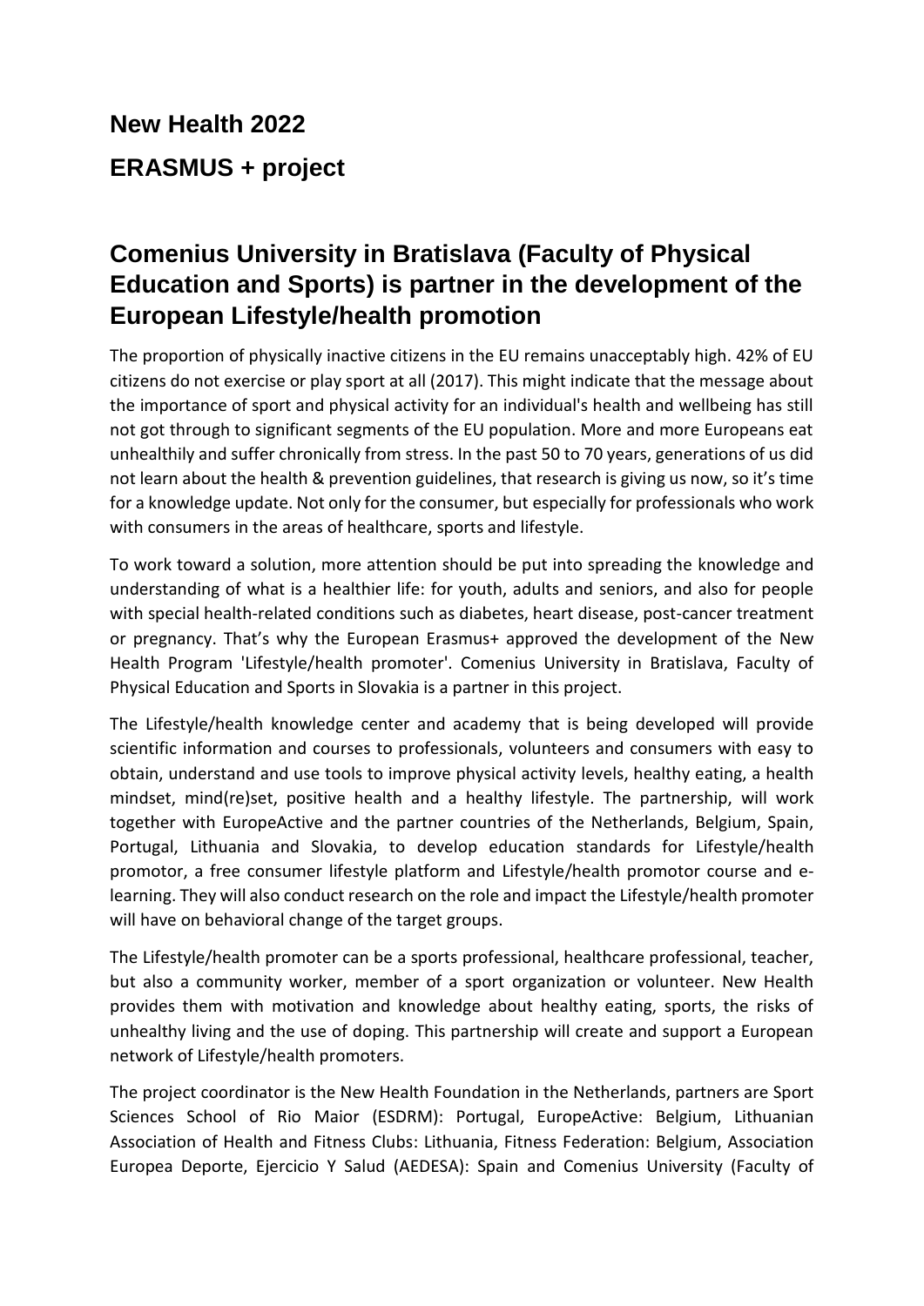# New Health 2022

# ERASMUS + project

## Comenius University in Bratislava (Faculty of Physical Education and Sports) is partner in the development of the European Lifestyle/health promotion

The proportion of physically inactive citizens in the EU remains unacceptably high. 42% of EU citizens do not exercise or play sport at all (2017). This might indicate that the message about the importance of sport and physical activity for an individual's health and wellbeing has still not got through to significant segments of the EU population. More and more Europeans eat unhealthily and suffer chronically from stress. In the past 50 to 70 years, generations of us did not learn about the health & prevention guidelines, that research is giving us now, so it's time for a knowledge update. Not only for the consumer, but especially for professionals who work with consumers in the areas of healthcare, sports and lifestyle.

To work toward a solution, more attention should be put into spreading the knowledge and understanding of what is a healthier life: for youth, adults and seniors, and also for people with special health-related conditions such as diabetes, heart disease, post-cancer treatment or pregnancy. That's why the European Erasmus+ approved the development of the New Health Program 'Lifestyle/health promoter'. Comenius University in Bratislava, Faculty of Physical Education and Sports in Slovakia is a partner in this project.

The Lifestyle/health knowledge center and academy that is being developed will provide scientific information and courses to professionals, volunteers and consumers with easy to obtain, understand and use tools to improve physical activity levels, healthy eating, a health mindset, mind(re)set, positive health and a healthy lifestyle. The partnership, will work together with EuropeActive and the partner countries of the Netherlands, Belgium, Spain, Portugal, Lithuania and Slovakia, to develop education standards for Lifestyle/health promotor, a free consumer lifestyle platform and Lifestyle/health promotor course and e-learning. They will also conduct research on the role and impact the Lifestyle/health promoter will have on behavioral change of the target groups.

The Lifestyle/health promoter can be a sports professional, healthcare professional, teacher, but also a community worker, member of a sport organization or volunteer. New Health provides them with motivation and knowledge about healthy eating, sports, the risks of unhealthy living and the use of doping. This partnership will create and support a European network of Lifestyle/health promoters.

The project coordinator is the New Health Foundation in the Netherlands, partners are Sport Sciences School of Rio Maior (ESDRM): Portugal, EuropeActive: Belgium, Lithuanian Association of Health and Fitness Clubs: Lithuania, Fitness Federation: Belgium, Association Europea Deporte, Ejercicio Y Salud (AEDESA): Spain and Comenius University (Faculty of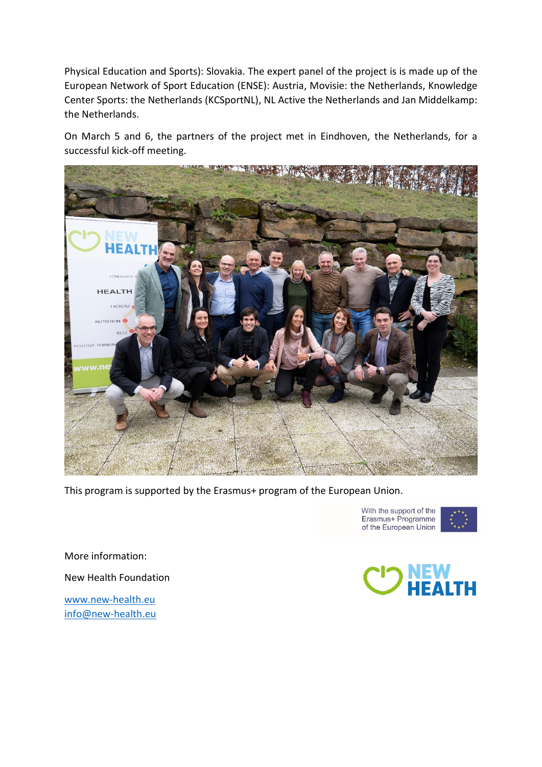Physical Education and Sports): Slovakia. The expert panel of the project is is made up of the European Network of Sport Education (ENSE): Austria, Movisie: the Netherlands, Knowledge Center Sports: the Netherlands (KCSportNL), NL Active the Netherlands and Jan Middelkamp: the Netherlands.

On March 5 and 6, the partners of the project met in Eindhoven, the Netherlands, for a successful kick-off meeting.

This program is supported by the Erasmus+ program of the European Union.

With the support of the Erasmus+ Programme of the European Union

More information:

New Health Foundation

[www.new-health.eu](http://www.new-health.eu)
[info@new-health.eu](mailto:info@new-health.eu)